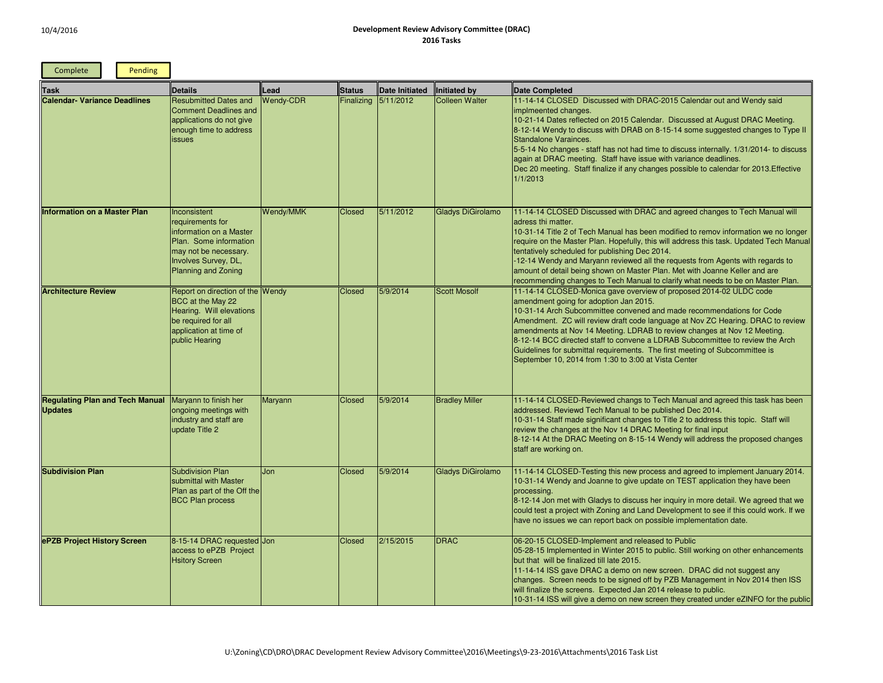# Development Review Advisory Committee (DRAC)
## 2016 Tasks

Complete | Pending

| Task | Details | Lead | Status | Date Initiated | Initiated by | Date Completed |
|---|---|---|---|---|---|---|
| **Calendar- Variance Deadlines** | Resubmitted Dates and Comment Deadlines and applications do not give enough time to address issues | Wendy-CDR | Finalizing | 5/11/2012 | Colleen Walter | 11-14-14 CLOSED Discussed with DRAC-2015 Calendar out and Wendy said implmeented changes.<br>10-21-14 Dates reflected on 2015 Calendar. Discussed at August DRAC Meeting.<br>8-12-14 Wendy to discuss with DRAB on 8-15-14 some suggested changes to Type II Standalone Varainces.<br>5-5-14 No changes - staff has not had time to discuss internally. 1/31/2014- to discuss again at DRAC meeting. Staff have issue with variance deadlines.<br>Dec 20 meeting. Staff finalize if any changes possible to calendar for 2013.Effective 1/1/2013 |
| **Information on a Master Plan** | Inconsistent requirements for information on a Master Plan. Some information may not be necessary. Involves Survey, DL, Planning and Zoning | Wendy/MMK | Closed | 5/11/2012 | Gladys DiGirolamo | 11-14-14 CLOSED Discussed with DRAC and agreed changes to Tech Manual will adress thi matter.<br>10-31-14 Title 2 of Tech Manual has been modified to remov information we no longer require on the Master Plan. Hopefully, this will address this task. Updated Tech Manual tentatively scheduled for publishing Dec 2014.<br>-12-14 Wendy and Maryann reviewed all the requests from Agents with regards to amount of detail being shown on Master Plan. Met with Joanne Keller and are recommending changes to Tech Manual to clarify what needs to be on Master Plan. |
| **Architecture Review** | Report on direction of the BCC at the May 22 Hearing. Will elevations be required for all application at time of public Hearing | Wendy | Closed | 5/9/2014 | Scott Mosolf | 11-14-14 CLOSED-Monica gave overview of proposed 2014-02 ULDC code amendment going for adoption Jan 2015.<br>10-31-14 Arch Subcommittee convened and made recommendations for Code Amendment. ZC will review draft code language at Nov ZC Hearing. DRAC to review amendments at Nov 14 Meeting. LDRAB to review changes at Nov 12 Meeting.<br>8-12-14 BCC directed staff to convene a LDRAB Subcommittee to review the Arch Guidelines for submittal requirements. The first meeting of Subcommittee is September 10, 2014 from 1:30 to 3:00 at Vista Center |
| **Regulating Plan and Tech Manual Updates** | Maryann to finish her ongoing meetings with industry and staff are update Title 2 | Maryann | Closed | 5/9/2014 | Bradley Miller | 11-14-14 CLOSED-Reviewed changs to Tech Manual and agreed this task has been addressed. Reviewd Tech Manual to be published Dec 2014.<br>10-31-14 Staff made significant changes to Title 2 to address this topic. Staff will review the changes at the Nov 14 DRAC Meeting for final input<br>8-12-14 At the DRAC Meeting on 8-15-14 Wendy will address the proposed changes staff are working on. |
| **Subdivision Plan** | Subdivision Plan submittal with Master Plan as part of the Off the BCC Plan process | Jon | Closed | 5/9/2014 | Gladys DiGirolamo | 11-14-14 CLOSED-Testing this new process and agreed to implement January 2014.<br>10-31-14 Wendy and Joanne to give update on TEST application they have been processing.<br>8-12-14 Jon met with Gladys to discuss her inquiry in more detail. We agreed that we could test a project with Zoning and Land Development to see if this could work. If we have no issues we can report back on possible implementation date. |
| **ePZB Project History Screen** | 8-15-14 DRAC requested access to ePZB Project Hsitory Screen | Jon | Closed | 2/15/2015 | DRAC | 06-20-15 CLOSED-Implement and released to Public<br>05-28-15 Implemented in Winter 2015 to public. Still working on other enhancements but that will be finalized till late 2015.<br>11-14-14 ISS gave DRAC a demo on new screen. DRAC did not suggest any changes. Screen needs to be signed off by PZB Management in Nov 2014 then ISS will finalize the screens. Expected Jan 2014 release to public.<br>10-31-14 ISS will give a demo on new screen they created under eZINFO for the public |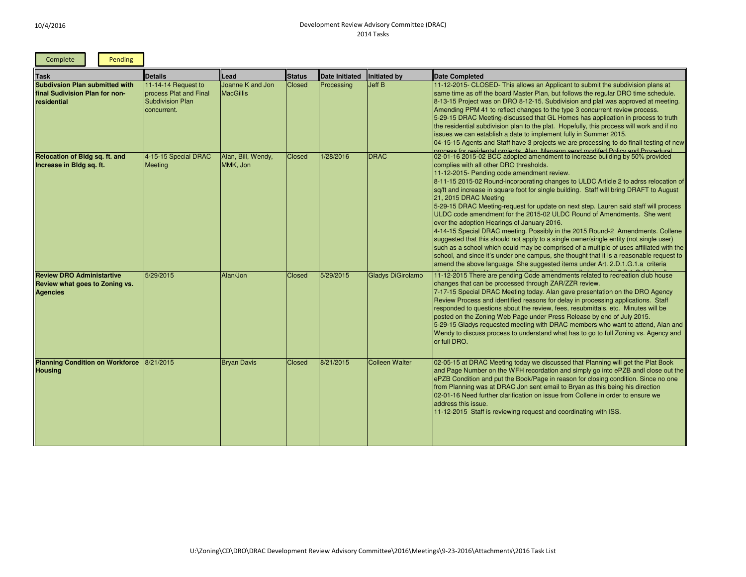Development Review Advisory Committee (DRAC)
2014 Tasks

Complete | Pending

| Task | Details | Lead | Status | Date Initiated | Initiated by | Date Completed |
|---|---|---|---|---|---|---|
| **Subdivsion Plan submitted with final Sudivision Plan for non-residential** | 11-14-14 Request to process Plat and Final Subdivision Plan concurrent. | Joanne K and Jon MacGillis | Closed | Processing | Jeff B | 11-12-2015- CLOSED- This allows an Applicant to submit the subdivision plans at same time as off the board Master Plan, but follows the regular DRO time schedule. 8-13-15 Project was on DRO 8-12-15. Subdivision and plat was approved at meeting. Amending PPM 41 to reflect changes to the type 3 concurrent review process. 5-29-15 DRAC Meeting-discussed that GL Homes has application in process to truth the residential subdivision plan to the plat. Hopefully, this process will work and if no issues we can establish a date to implement fully in Summer 2015. 04-15-15 Agents and Staff have 3 projects we are processing to do finall testing of new process for residential projects. Also, Maryann send modifed Policy and Procedural |
| **Relocation of Bldg sq. ft. and Increase in Bldg sq. ft.** | 4-15-15 Special DRAC Meeting | Alan, Bill, Wendy, MMK, Jon | Closed | 1/28/2016 | DRAC | 02-01-16 2015-02 BCC adopted amendment to increase building by 50% provided complies with all other DRO thresholds. 11-12-2015- Pending code amendment review. 8-11-15 2015-02 Round-incorporating changes to ULDC Article 2 to adrss relocation of sq/ft and increase in square foot for single building. Staff will bring DRAFT to August 21, 2015 DRAC Meeting 5-29-15 DRAC Meeting-request for update on next step. Lauren said staff will process ULDC code amendment for the 2015-02 ULDC Round of Amendments. She went over the adoption Hearings of January 2016. 4-14-15 Special DRAC meeting. Possibly in the 2015 Round-2 Amendments. Collene suggested that this should not apply to a single owner/single entity (not single user) such as a school which could may be comprised of a multiple of uses affiliated with the school, and since it's under one campus, she thought that it is a reasonable request to amend the above language. She suggested items under Art. 2.D.1.G.1.a criteria |
| **Review DRO Administartive Review what goes to Zoning vs. Agencies** | 5/29/2015 | Alan/Jon | Closed | 5/29/2015 | Gladys DiGirolamo | 11-12-2015 There are pending Code amendments related to recreation club house changes that can be processed through ZAR/ZZR review. 7-17-15 Special DRAC Meeting today. Alan gave presentation on the DRO Agency Review Process and identified reasons for delay in processing applications. Staff responded to questions about the review, fees, resubmittals, etc. Minutes will be posted on the Zoning Web Page under Press Release by end of July 2015. 5-29-15 Gladys requested meeting with DRAC members who want to attend, Alan and Wendy to discuss process to understand what has to go to full Zoning vs. Agency and or full DRO. |
| **Planning Condition on Workforce Housing** | 8/21/2015 | Bryan Davis | Closed | 8/21/2015 | Colleen Walter | 02-05-15 at DRAC Meeting today we discussed that Planning will get the Plat Book and Page Number on the WFH recordation and simply go into ePZB andl close out the ePZB Condition and put the Book/Page in reason for closing condition. Since no one from Planning was at DRAC Jon sent email to Bryan as this being his direction 02-01-16 Need further clarification on issue from Collene in order to ensure we address this issue. 11-12-2015 Staff is reviewing request and coordinating with ISS. |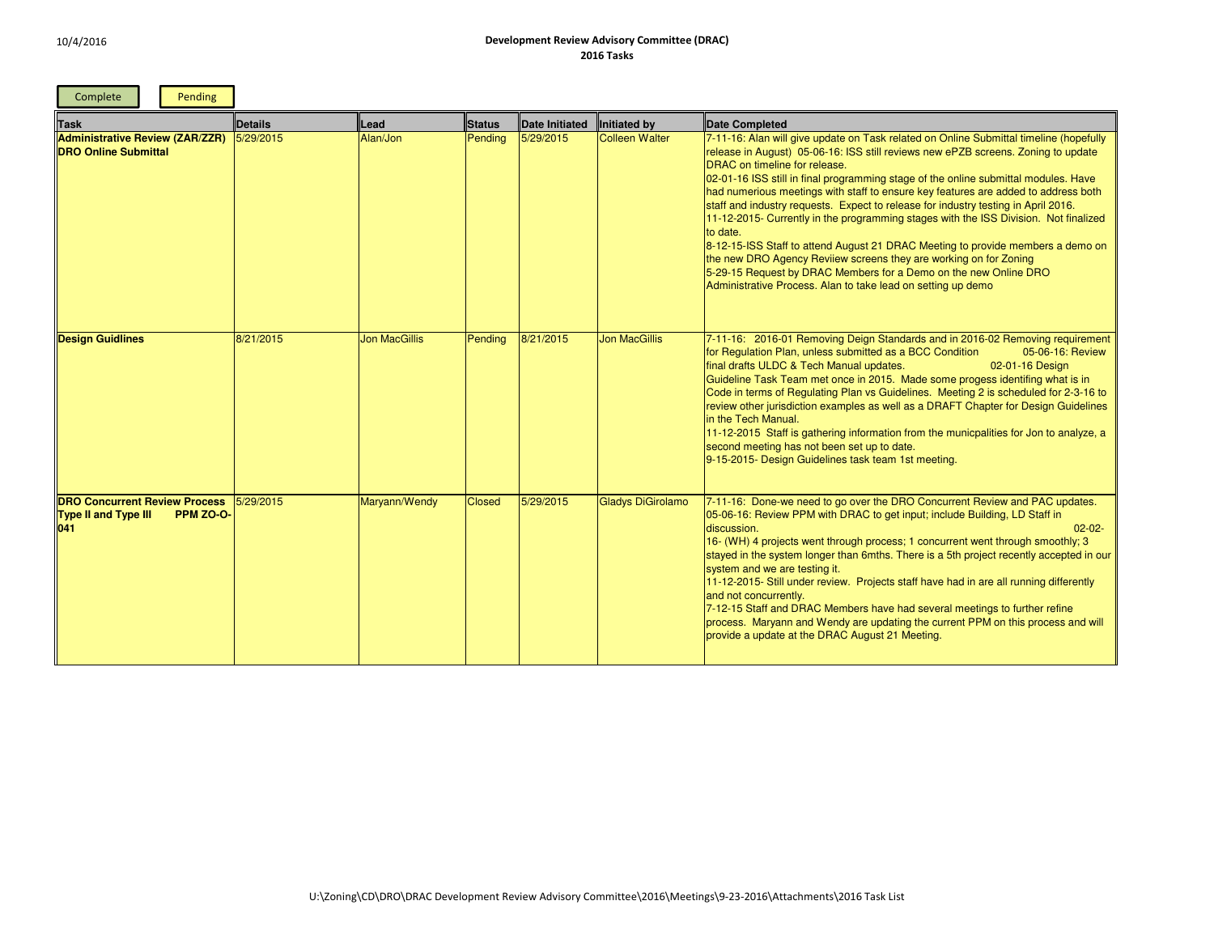**Development Review Advisory Committee (DRAC)**
**2016 Tasks**

Complete | Pending

| Task | Details | Lead | Status | Date Initiated | Initiated by | Date Completed |
|---|---|---|---|---|---|---|
| **Administrative Review (ZAR/ZZR) DRO Online Submittal** | 5/29/2015 | Alan/Jon | Pending | 5/29/2015 | Colleen Walter | 7-11-16: Alan will give update on Task related on Online Submittal timeline (hopefully release in August) 05-06-16: ISS still reviews new ePZB screens. Zoning to update DRAC on timeline for release.<br>02-01-16 ISS still in final programming stage of the online submittal modules. Have had numerious meetings with staff to ensure key features are added to address both staff and industry requests. Expect to release for industry testing in April 2016.<br>11-12-2015- Currently in the programming stages with the ISS Division. Not finalized to date.<br>8-12-15-ISS Staff to attend August 21 DRAC Meeting to provide members a demo on the new DRO Agency Reviiew screens they are working on for Zoning<br>5-29-15 Request by DRAC Members for a Demo on the new Online DRO Administrative Process. Alan to take lead on setting up demo |
| **Design Guidlines** | 8/21/2015 | Jon MacGillis | Pending | 8/21/2015 | Jon MacGillis | 7-11-16: 2016-01 Removing Deign Standards and in 2016-02 Removing requirement for Regulation Plan, unless submitted as a BCC Condition 05-06-16: Review final drafts ULDC & Tech Manual updates. 02-01-16 Design Guideline Task Team met once in 2015. Made some progess identifing what is in Code in terms of Regulating Plan vs Guidelines. Meeting 2 is scheduled for 2-3-16 to review other jurisdiction examples as well as a DRAFT Chapter for Design Guidelines in the Tech Manual.<br>11-12-2015 Staff is gathering information from the municpalities for Jon to analyze, a second meeting has not been set up to date.<br>9-15-2015- Design Guidelines task team 1st meeting. |
| **DRO Concurrent Review Process Type II and Type III PPM ZO-O-041** | 5/29/2015 | Maryann/Wendy | Closed | 5/29/2015 | Gladys DiGirolamo | 7-11-16: Done-we need to go over the DRO Concurrent Review and PAC updates. 05-06-16: Review PPM with DRAC to get input; include Building, LD Staff in discussion. 02-02-16- (WH) 4 projects went through process; 1 concurrent went through smoothly; 3 stayed in the system longer than 6mths. There is a 5th project recently accepted in our system and we are testing it.<br>11-12-2015- Still under review. Projects staff have had in are all running differently and not concurrently.<br>7-12-15 Staff and DRAC Members have had several meetings to further refine process. Maryann and Wendy are updating the current PPM on this process and will provide a update at the DRAC August 21 Meeting. |